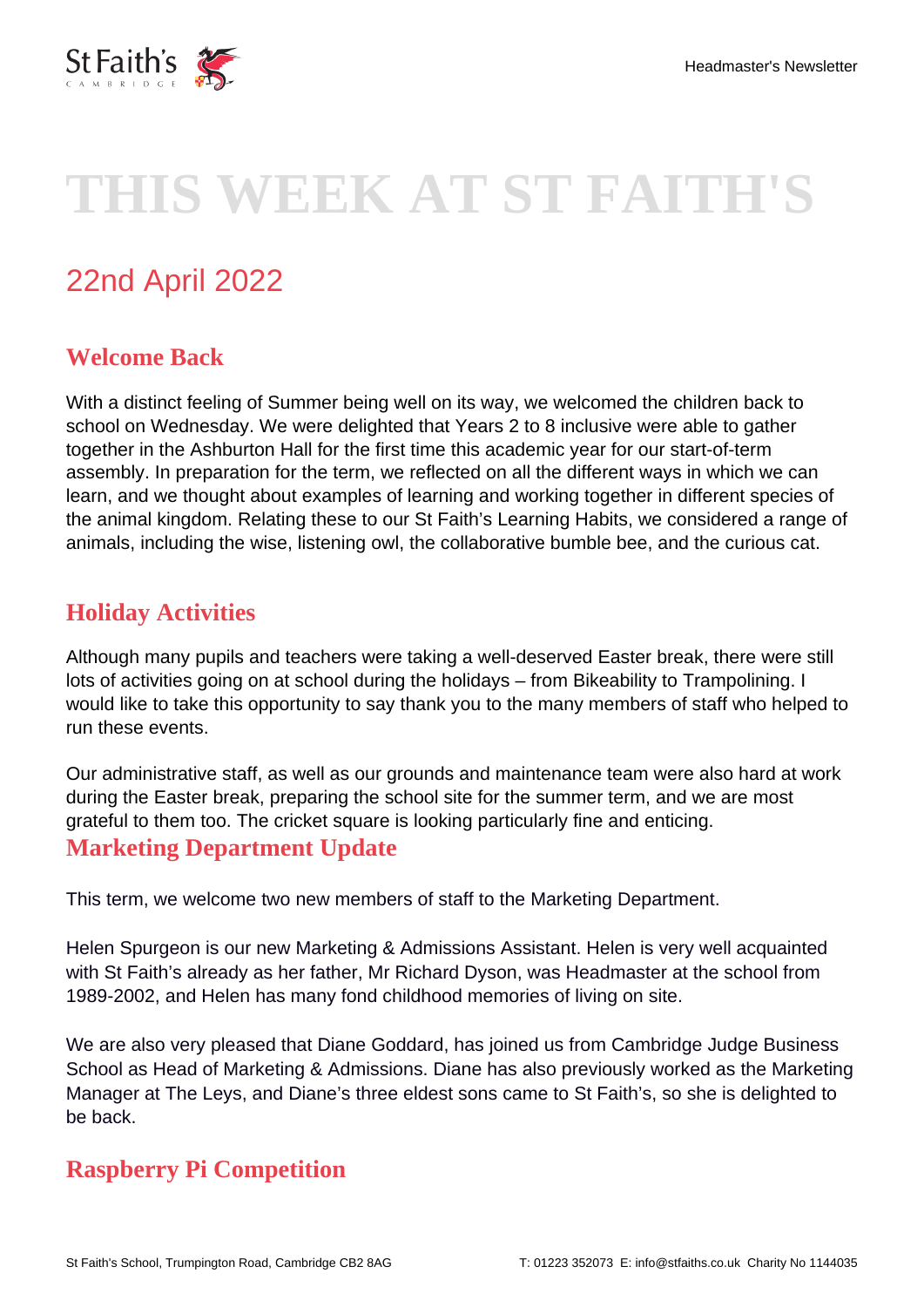# THIS WEEK AT ST FAITH'S

## 22nd April 2022

### Welcome Back

With a distinct feeling of Summer being well on its way, we welcomed the children back to school on Wednesday. We were delighted that Years 2 to 8 inclusive were able to gather together in the Ashburton Hall for the first time this academic year for our start-of-term assembly. In preparation for the term, we reflected on all the different ways in which we can learn, and we thought about examples of learning and working together in different species of the animal kingdom. Relating these to our St Faith's Learning Habits, we considered a range of animals, including the wise, listening owl, the collaborative bumble bee, and the curious cat.

### Holiday Activities

Although many pupils and teachers were taking a well-deserved Easter break, there were still lots of activities going on at school during the holidays – from Bikeability to Trampolining. I would like to take this opportunity to say thank you to the many members of staff who helped to run these events.

Our administrative staff, as well as our grounds and maintenance team were also hard at work during the Easter break, preparing the school site for the summer term, and we are most grateful to them too. The cricket square is looking particularly fine and enticing.

### Marketing Department Update

This term, we welcome two new members of staff to the Marketing Department.

Helen Spurgeon is our new Marketing & Admissions Assistant. Helen is very well acquainted with St Faith's already as her father, Mr Richard Dyson, was Headmaster at the school from 1989-2002, and Helen has many fond childhood memories of living on site.

We are also very pleased that Diane Goddard, has joined us from Cambridge Judge Business School as Head of Marketing & Admissions. Diane has also previously worked as the Marketing Manager at The Leys, and Diane's three eldest sons came to St Faith's, so she is delighted to be back.

### Raspberry Pi Competition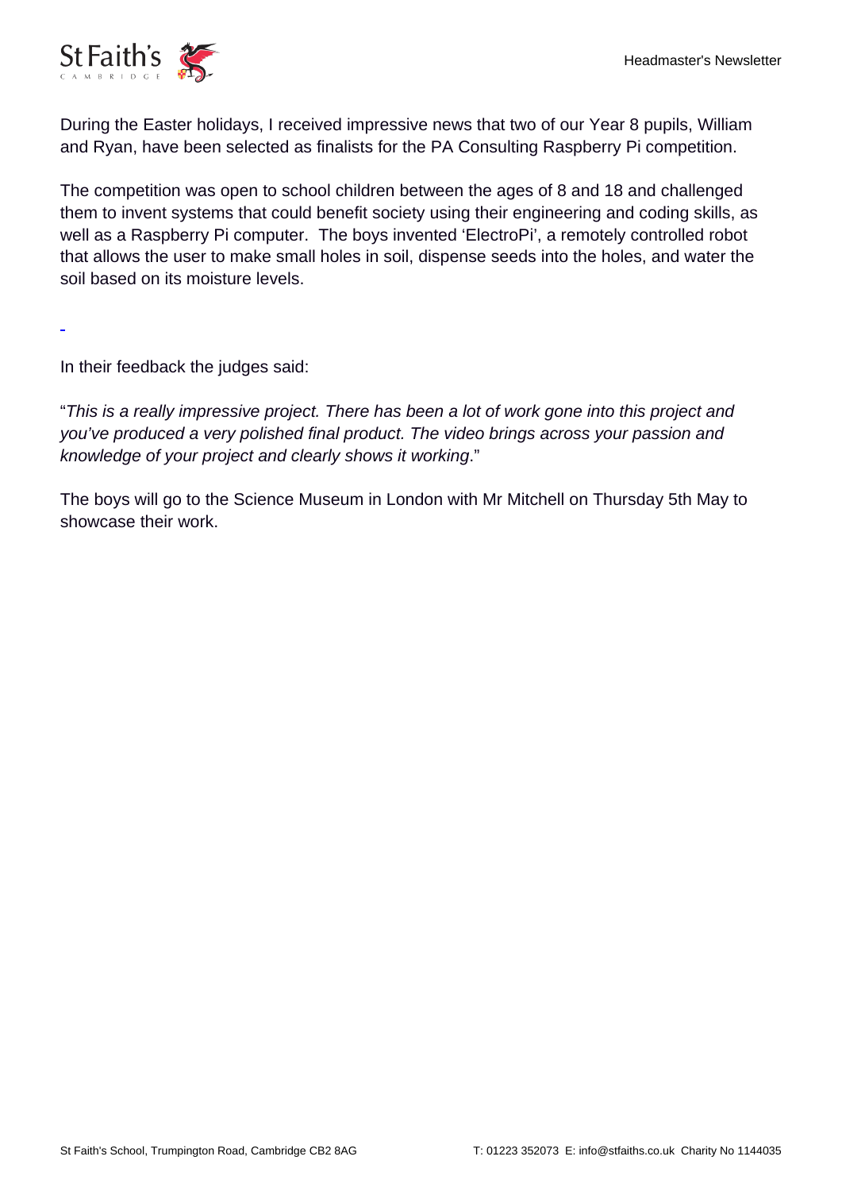During the Easter holidays, I received impressive news that two of our Year 8 pupils, William and Ryan, have been selected as finalists for the PA Consulting Raspberry Pi competition.

The competition was open to school children between the ages of 8 and 18 and challenged them to invent systems that could benefit society using their engineering and coding skills, as well as a Raspberry Pi computer. The boys invented 'ElectroPi', a remotely controlled robot that allows the user to make small holes in soil, dispense seeds into the holes, and water the soil based on its moisture levels.

In their feedback the judges said:

"*This is a really impressive project. There has been a lot of work gone into this project and you've produced a very polished final product. The video brings across your passion and knowledge of your project and clearly shows it working*."

The boys will go to the Science Museum in London with Mr Mitchell on Thursday 5th May to showcase their work.